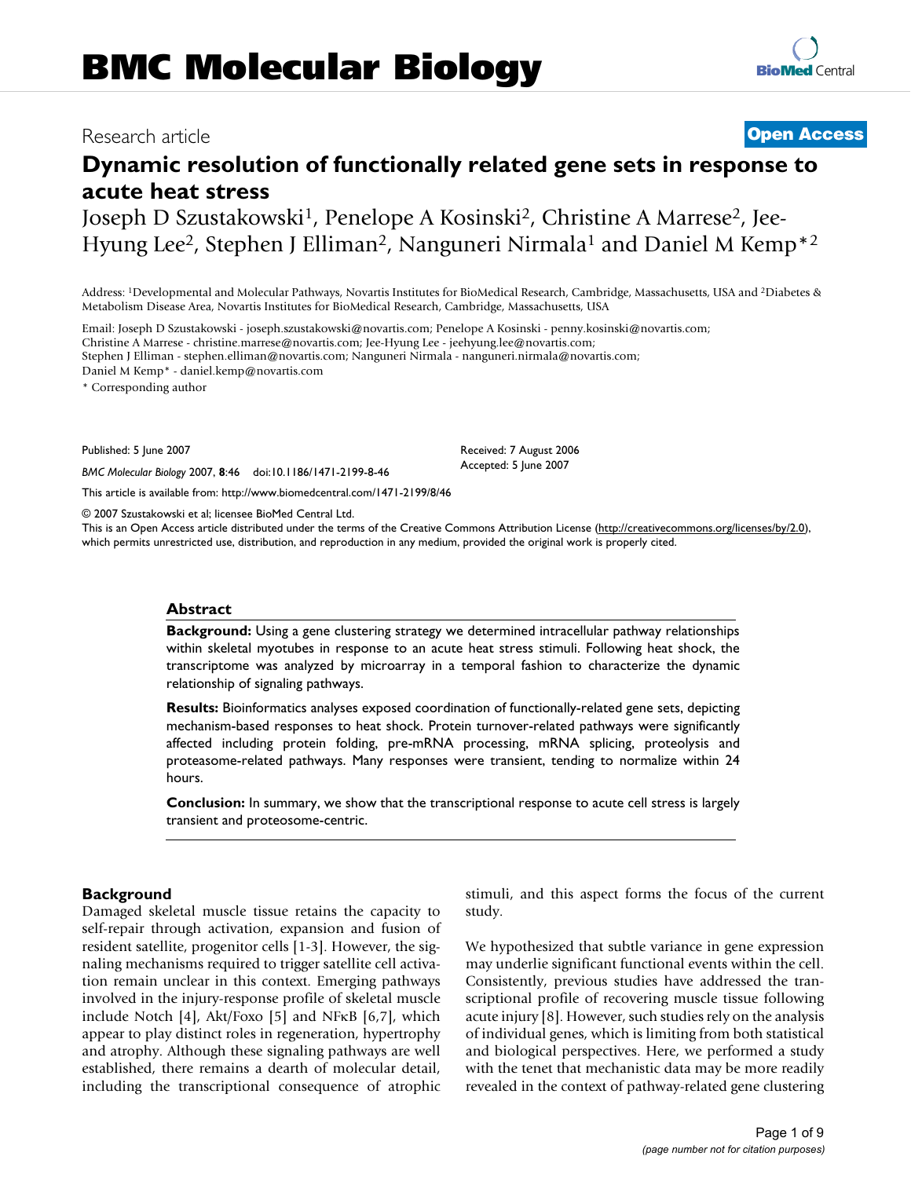BMC Molecular Biology

Research article

**Open Access**

# Dynamic resolution of functionally related gene sets in response to acute heat stress

Joseph D Szustakowski[1], Penelope A Kosinski[2], Christine A Marrese[2], Jee-Hyung Lee[2], Stephen J Elliman[2], Nanguneri Nirmala[1] and Daniel M Kemp*[2]

Address: [1]Developmental and Molecular Pathways, Novartis Institutes for BioMedical Research, Cambridge, Massachusetts, USA and [2]Diabetes & Metabolism Disease Area, Novartis Institutes for BioMedical Research, Cambridge, Massachusetts, USA

Email: Joseph D Szustakowski - joseph.szustakowski@novartis.com; Penelope A Kosinski - penny.kosinski@novartis.com; Christine A Marrese - christine.marrese@novartis.com; Jee-Hyung Lee - jeehyung.lee@novartis.com; Stephen J Elliman - stephen.elliman@novartis.com; Nanguneri Nirmala - nanguneri.nirmala@novartis.com; Daniel M Kemp* - daniel.kemp@novartis.com

\* Corresponding author

Published: 5 June 2007

*BMC Molecular Biology* 2007, **8**:46 doi:10.1186/1471-2199-8-46

Received: 7 August 2006
Accepted: 5 June 2007

This article is available from: http://www.biomedcentral.com/1471-2199/8/46

© 2007 Szustakowski et al; licensee BioMed Central Ltd.
This is an Open Access article distributed under the terms of the Creative Commons Attribution License (http://creativecommons.org/licenses/by/2.0), which permits unrestricted use, distribution, and reproduction in any medium, provided the original work is properly cited.

## Abstract

**Background:** Using a gene clustering strategy we determined intracellular pathway relationships within skeletal myotubes in response to an acute heat stress stimuli. Following heat shock, the transcriptome was analyzed by microarray in a temporal fashion to characterize the dynamic relationship of signaling pathways.

**Results:** Bioinformatics analyses exposed coordination of functionally-related gene sets, depicting mechanism-based responses to heat shock. Protein turnover-related pathways were significantly affected including protein folding, pre-mRNA processing, mRNA splicing, proteolysis and proteasome-related pathways. Many responses were transient, tending to normalize within 24 hours.

**Conclusion:** In summary, we show that the transcriptional response to acute cell stress is largely transient and proteosome-centric.

## Background

Damaged skeletal muscle tissue retains the capacity to self-repair through activation, expansion and fusion of resident satellite, progenitor cells [1-3]. However, the signaling mechanisms required to trigger satellite cell activation remain unclear in this context. Emerging pathways involved in the injury-response profile of skeletal muscle include Notch [4], Akt/Foxo [5] and NFκB [6,7], which appear to play distinct roles in regeneration, hypertrophy and atrophy. Although these signaling pathways are well established, there remains a dearth of molecular detail, including the transcriptional consequence of atrophic stimuli, and this aspect forms the focus of the current study.

We hypothesized that subtle variance in gene expression may underlie significant functional events within the cell. Consistently, previous studies have addressed the transcriptional profile of recovering muscle tissue following acute injury [8]. However, such studies rely on the analysis of individual genes, which is limiting from both statistical and biological perspectives. Here, we performed a study with the tenet that mechanistic data may be more readily revealed in the context of pathway-related gene clustering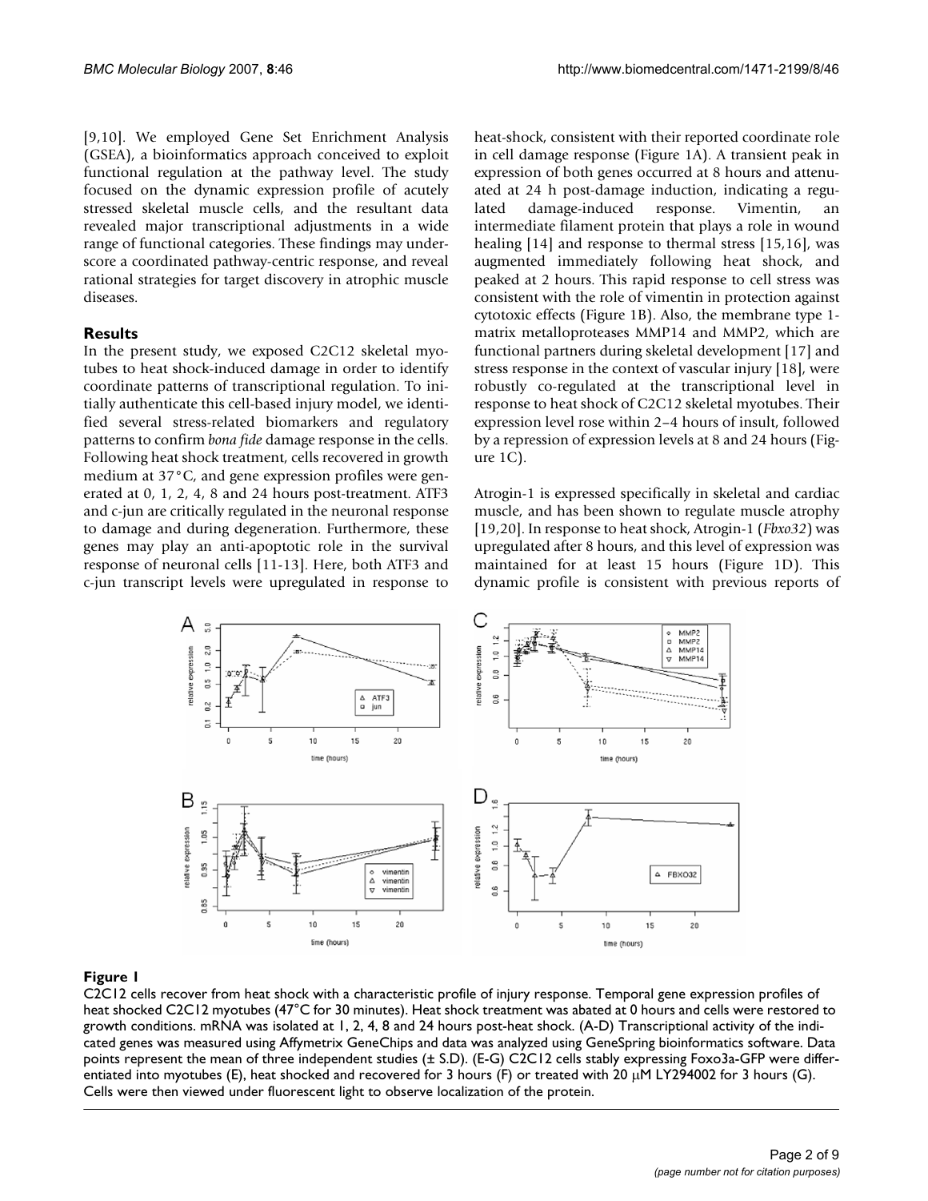[9,10]. We employed Gene Set Enrichment Analysis (GSEA), a bioinformatics approach conceived to exploit functional regulation at the pathway level. The study focused on the dynamic expression profile of acutely stressed skeletal muscle cells, and the resultant data revealed major transcriptional adjustments in a wide range of functional categories. These findings may underscore a coordinated pathway-centric response, and reveal rational strategies for target discovery in atrophic muscle diseases.

## Results

In the present study, we exposed C2C12 skeletal myotubes to heat shock-induced damage in order to identify coordinate patterns of transcriptional regulation. To initially authenticate this cell-based injury model, we identified several stress-related biomarkers and regulatory patterns to confirm *bona fide* damage response in the cells. Following heat shock treatment, cells recovered in growth medium at 37°C, and gene expression profiles were generated at 0, 1, 2, 4, 8 and 24 hours post-treatment. ATF3 and c-jun are critically regulated in the neuronal response to damage and during degeneration. Furthermore, these genes may play an anti-apoptotic role in the survival response of neuronal cells [11-13]. Here, both ATF3 and c-jun transcript levels were upregulated in response to heat-shock, consistent with their reported coordinate role in cell damage response (Figure 1A). A transient peak in expression of both genes occurred at 8 hours and attenuated at 24 h post-damage induction, indicating a regulated damage-induced response. Vimentin, an intermediate filament protein that plays a role in wound healing [14] and response to thermal stress [15,16], was augmented immediately following heat shock, and peaked at 2 hours. This rapid response to cell stress was consistent with the role of vimentin in protection against cytotoxic effects (Figure 1B). Also, the membrane type 1-matrix metalloproteases MMP14 and MMP2, which are functional partners during skeletal development [17] and stress response in the context of vascular injury [18], were robustly co-regulated at the transcriptional level in response to heat shock of C2C12 skeletal myotubes. Their expression level rose within 2–4 hours of insult, followed by a repression of expression levels at 8 and 24 hours (Figure 1C).

Atrogin-1 is expressed specifically in skeletal and cardiac muscle, and has been shown to regulate muscle atrophy [19,20]. In response to heat shock, Atrogin-1 (*Fbxo32*) was upregulated after 8 hours, and this level of expression was maintained for at least 15 hours (Figure 1D). This dynamic profile is consistent with previous reports of

**Figure 1**

C2C12 cells recover from heat shock with a characteristic profile of injury response. Temporal gene expression profiles of heat shocked C2C12 myotubes (47°C for 30 minutes). Heat shock treatment was abated at 0 hours and cells were restored to growth conditions. mRNA was isolated at 1, 2, 4, 8 and 24 hours post-heat shock. (A-D) Transcriptional activity of the indicated genes was measured using Affymetrix GeneChips and data was analyzed using GeneSpring bioinformatics software. Data points represent the mean of three independent studies (± S.D). (E-G) C2C12 cells stably expressing Foxo3a-GFP were differentiated into myotubes (E), heat shocked and recovered for 3 hours (F) or treated with 20 μM LY294002 for 3 hours (G). Cells were then viewed under fluorescent light to observe localization of the protein.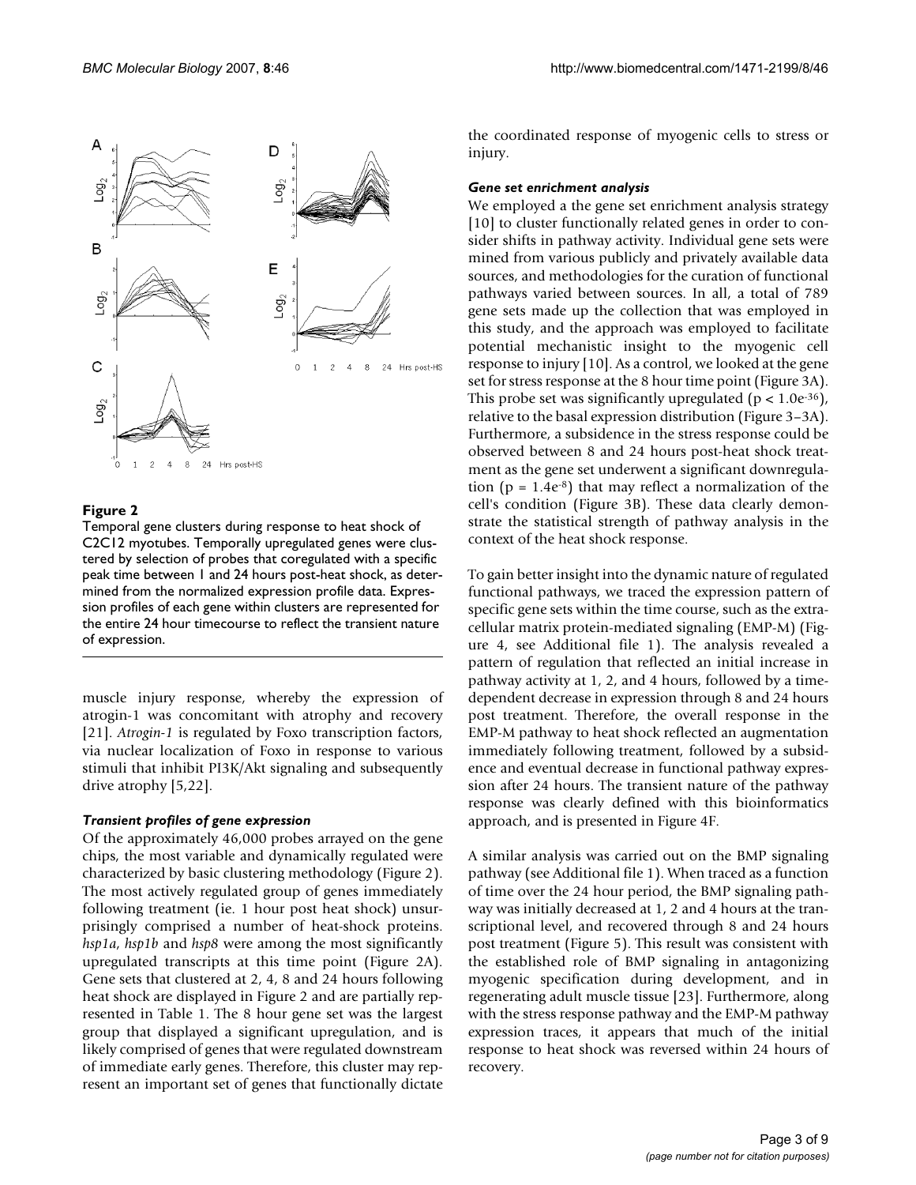**Figure 2**

Temporal gene clusters during response to heat shock of C2C12 myotubes. Temporally upregulated genes were clustered by selection of probes that coregulated with a specific peak time between 1 and 24 hours post-heat shock, as determined from the normalized expression profile data. Expression profiles of each gene within clusters are represented for the entire 24 hour timecourse to reflect the transient nature of expression.

muscle injury response, whereby the expression of atrogin-1 was concomitant with atrophy and recovery [21]. *Atrogin-1* is regulated by Foxo transcription factors, via nuclear localization of Foxo in response to various stimuli that inhibit PI3K/Akt signaling and subsequently drive atrophy [5,22].

### *Transient profiles of gene expression*

Of the approximately 46,000 probes arrayed on the gene chips, the most variable and dynamically regulated were characterized by basic clustering methodology (Figure 2). The most actively regulated group of genes immediately following treatment (ie. 1 hour post heat shock) unsurprisingly comprised a number of heat-shock proteins. *hsp1a*, *hsp1b* and *hsp8* were among the most significantly upregulated transcripts at this time point (Figure 2A). Gene sets that clustered at 2, 4, 8 and 24 hours following heat shock are displayed in Figure 2 and are partially represented in Table 1. The 8 hour gene set was the largest group that displayed a significant upregulation, and is likely comprised of genes that were regulated downstream of immediate early genes. Therefore, this cluster may represent an important set of genes that functionally dictate the coordinated response of myogenic cells to stress or injury.

### *Gene set enrichment analysis*

We employed a the gene set enrichment analysis strategy [10] to cluster functionally related genes in order to consider shifts in pathway activity. Individual gene sets were mined from various publicly and privately available data sources, and methodologies for the curation of functional pathways varied between sources. In all, a total of 789 gene sets made up the collection that was employed in this study, and the approach was employed to facilitate potential mechanistic insight to the myogenic cell response to injury [10]. As a control, we looked at the gene set for stress response at the 8 hour time point (Figure 3A). This probe set was significantly upregulated ($p < 1.0e^{-36}$), relative to the basal expression distribution (Figure 3–3A). Furthermore, a subsidence in the stress response could be observed between 8 and 24 hours post-heat shock treatment as the gene set underwent a significant downregulation ($p = 1.4e^{-8}$) that may reflect a normalization of the cell's condition (Figure 3B). These data clearly demonstrate the statistical strength of pathway analysis in the context of the heat shock response.

To gain better insight into the dynamic nature of regulated functional pathways, we traced the expression pattern of specific gene sets within the time course, such as the extracellular matrix protein-mediated signaling (EMP-M) (Figure 4, see Additional file 1). The analysis revealed a pattern of regulation that reflected an initial increase in pathway activity at 1, 2, and 4 hours, followed by a time-dependent decrease in expression through 8 and 24 hours post treatment. Therefore, the overall response in the EMP-M pathway to heat shock reflected an augmentation immediately following treatment, followed by a subsidence and eventual decrease in functional pathway expression after 24 hours. The transient nature of the pathway response was clearly defined with this bioinformatics approach, and is presented in Figure 4F.

A similar analysis was carried out on the BMP signaling pathway (see Additional file 1). When traced as a function of time over the 24 hour period, the BMP signaling pathway was initially decreased at 1, 2 and 4 hours at the transcriptional level, and recovered through 8 and 24 hours post treatment (Figure 5). This result was consistent with the established role of BMP signaling in antagonizing myogenic specification during development, and in regenerating adult muscle tissue [23]. Furthermore, along with the stress response pathway and the EMP-M pathway expression traces, it appears that much of the initial response to heat shock was reversed within 24 hours of recovery.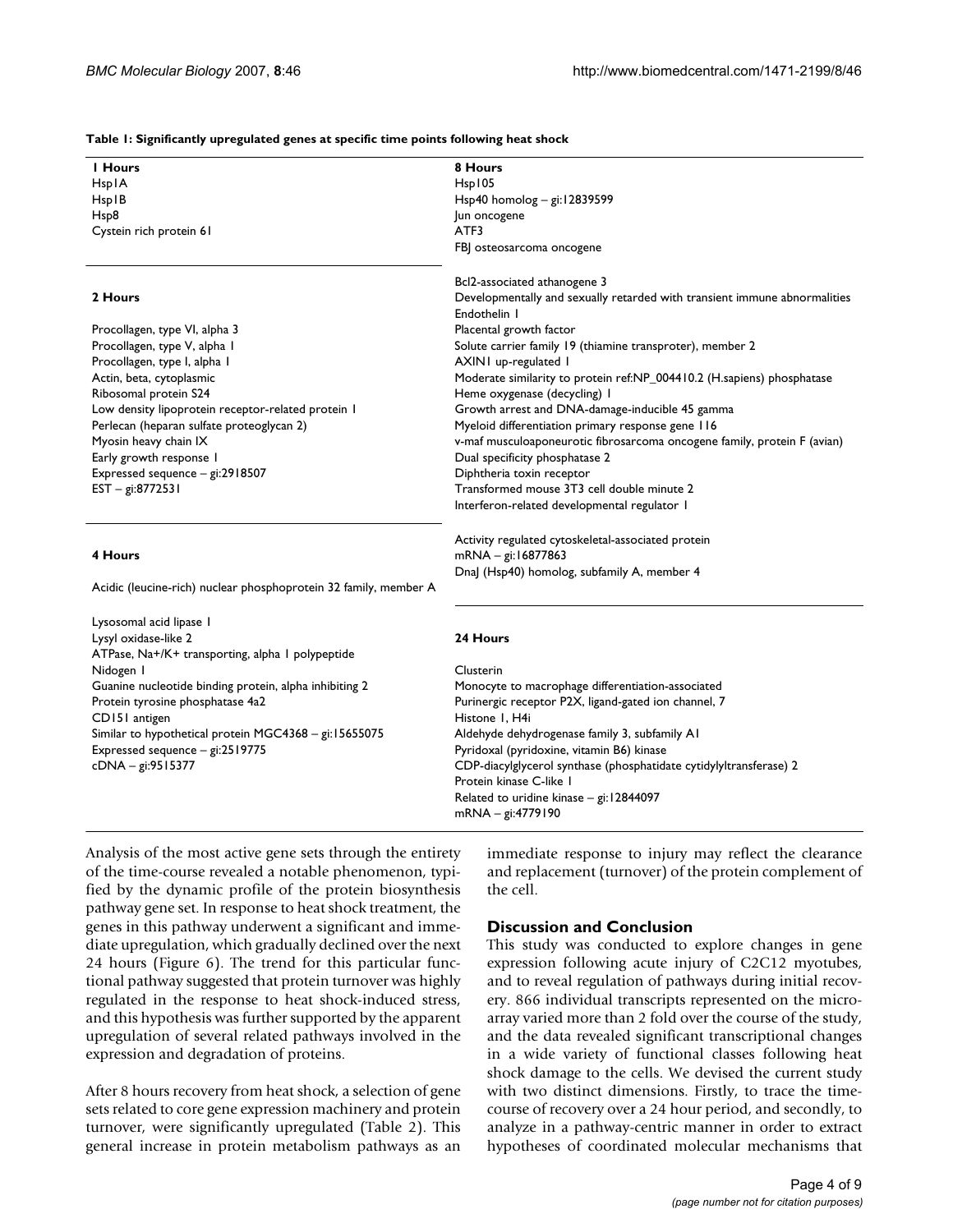**Table 1: Significantly upregulated genes at specific time points following heat shock**

| 1 Hours | 8 Hours |
| --- | --- |
| Hsp1A | Hsp105 |
| Hsp1B | Hsp40 homolog – gi:12839599 |
| Hsp8 | Jun oncogene |
| Cystein rich protein 61 | ATF3 |
| | FBJ osteosarcoma oncogene |
| **2 Hours** | Bcl2-associated athanogene 3 |
| Procollagen, type VI, alpha 3 | Developmentally and sexually retarded with transient immune abnormalities |
| Procollagen, type V, alpha 1 | Endothelin 1 |
| Procollagen, type I, alpha 1 | Placental growth factor |
| Actin, beta, cytoplasmic | Solute carrier family 19 (thiamine transproter), member 2 |
| Ribosomal protein S24 | AXIN1 up-regulated 1 |
| Low density lipoprotein receptor-related protein 1 | Moderate similarity to protein ref:NP_004410.2 (H.sapiens) phosphatase |
| Perlecan (heparan sulfate proteoglycan 2) | Heme oxygenase (decycling) 1 |
| Myosin heavy chain IX | Growth arrest and DNA-damage-inducible 45 gamma |
| Early growth response 1 | Myeloid differentiation primary response gene 116 |
| Expressed sequence – gi:2918507 | v-maf musculoaponeurotic fibrosarcoma oncogene family, protein F (avian) |
| EST – gi:8772531 | Dual specificity phosphatase 2 |
| | Diphtheria toxin receptor |
| | Transformed mouse 3T3 cell double minute 2 |
| | Interferon-related developmental regulator 1 |
| **4 Hours** | Activity regulated cytoskeletal-associated protein |
| Acidic (leucine-rich) nuclear phosphoprotein 32 family, member A | mRNA – gi:16877863 |
| Lysosomal acid lipase 1 | DnaJ (Hsp40) homolog, subfamily A, member 4 |
| Lysyl oxidase-like 2 | **24 Hours** |
| ATPase, Na+/K+ transporting, alpha 1 polypeptide | Clusterin |
| Nidogen 1 | Monocyte to macrophage differentiation-associated |
| Guanine nucleotide binding protein, alpha inhibiting 2 | Purinergic receptor P2X, ligand-gated ion channel, 7 |
| Protein tyrosine phosphatase 4a2 | Histone 1, H4i |
| CD151 antigen | Aldehyde dehydrogenase family 3, subfamily A1 |
| Similar to hypothetical protein MGC4368 – gi:15655075 | Pyridoxal (pyridoxine, vitamin B6) kinase |
| Expressed sequence – gi:2519775 | CDP-diacylglycerol synthase (phosphatide cytidylyltransferase) 2 |
| cDNA – gi:9515377 | Protein kinase C-like 1 |
| | Related to uridine kinase – gi:12844097 |
| | mRNA – gi:4779190 |

Analysis of the most active gene sets through the entirety of the time-course revealed a notable phenomenon, typified by the dynamic profile of the protein biosynthesis pathway gene set. In response to heat shock treatment, the genes in this pathway underwent a significant and immediate upregulation, which gradually declined over the next 24 hours (Figure 6). The trend for this particular functional pathway suggested that protein turnover was highly regulated in the response to heat shock-induced stress, and this hypothesis was further supported by the apparent upregulation of several related pathways involved in the expression and degradation of proteins.

After 8 hours recovery from heat shock, a selection of gene sets related to core gene expression machinery and protein turnover, were significantly upregulated (Table 2). This general increase in protein metabolism pathways as an immediate response to injury may reflect the clearance and replacement (turnover) of the protein complement of the cell.

## Discussion and Conclusion

This study was conducted to explore changes in gene expression following acute injury of C2C12 myotubes, and to reveal regulation of pathways during initial recovery. 866 individual transcripts represented on the microarray varied more than 2 fold over the course of the study, and the data revealed significant transcriptional changes in a wide variety of functional classes following heat shock damage to the cells. We devised the current study with two distinct dimensions. Firstly, to trace the time-course of recovery over a 24 hour period, and secondly, to analyze in a pathway-centric manner in order to extract hypotheses of coordinated molecular mechanisms that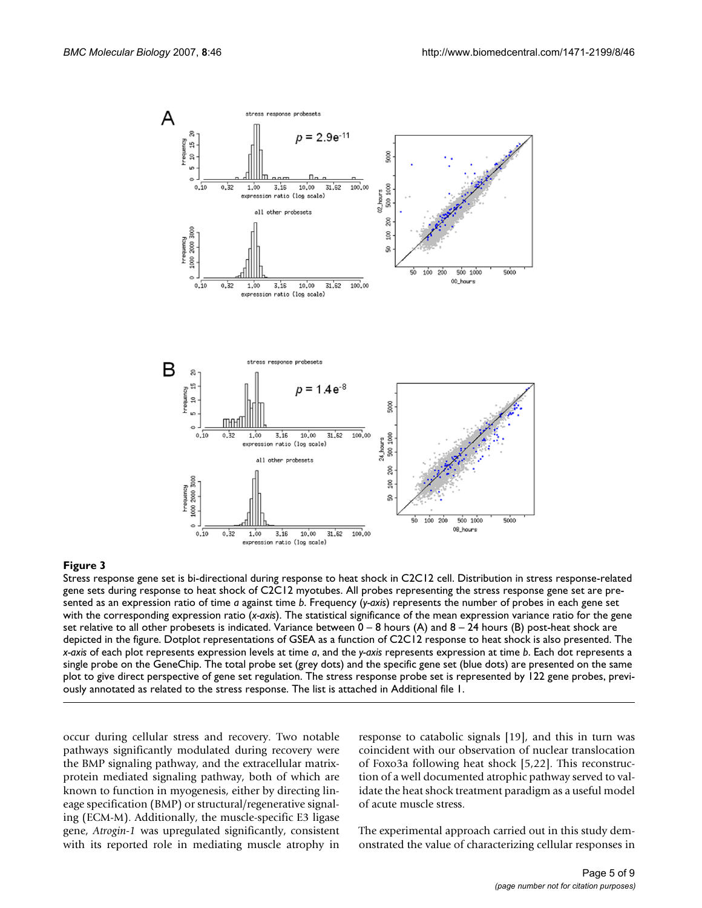**Figure 3**

Stress response gene set is bi-directional during response to heat shock in C2C12 cell. Distribution in stress response-related gene sets during response to heat shock of C2C12 myotubes. All probes representing the stress response gene set are presented as an expression ratio of time *a* against time *b*. Frequency (*y-axis*) represents the number of probes in each gene set with the corresponding expression ratio (*x-axis*). The statistical significance of the mean expression variance ratio for the gene set relative to all other probesets is indicated. Variance between 0 – 8 hours (A) and 8 – 24 hours (B) post-heat shock are depicted in the figure. Dotplot representations of GSEA as a function of C2C12 response to heat shock is also presented. The *x-axis* of each plot represents expression levels at time *a*, and the *y-axis* represents expression at time *b*. Each dot represents a single probe on the GeneChip. The total probe set (grey dots) and the specific gene set (blue dots) are presented on the same plot to give direct perspective of gene set regulation. The stress response probe set is represented by 122 gene probes, previously annotated as related to the stress response. The list is attached in Additional file 1.

occur during cellular stress and recovery. Two notable pathways significantly modulated during recovery were the BMP signaling pathway, and the extracellular matrix-protein mediated signaling pathway, both of which are known to function in myogenesis, either by directing lineage specification (BMP) or structural/regenerative signaling (ECM-M). Additionally, the muscle-specific E3 ligase gene, *Atrogin-1* was upregulated significantly, consistent with its reported role in mediating muscle atrophy in response to catabolic signals [19], and this in turn was coincident with our observation of nuclear translocation of Foxo3a following heat shock [5,22]. This reconstruction of a well documented atrophic pathway served to validate the heat shock treatment paradigm as a useful model of acute muscle stress.

The experimental approach carried out in this study demonstrated the value of characterizing cellular responses in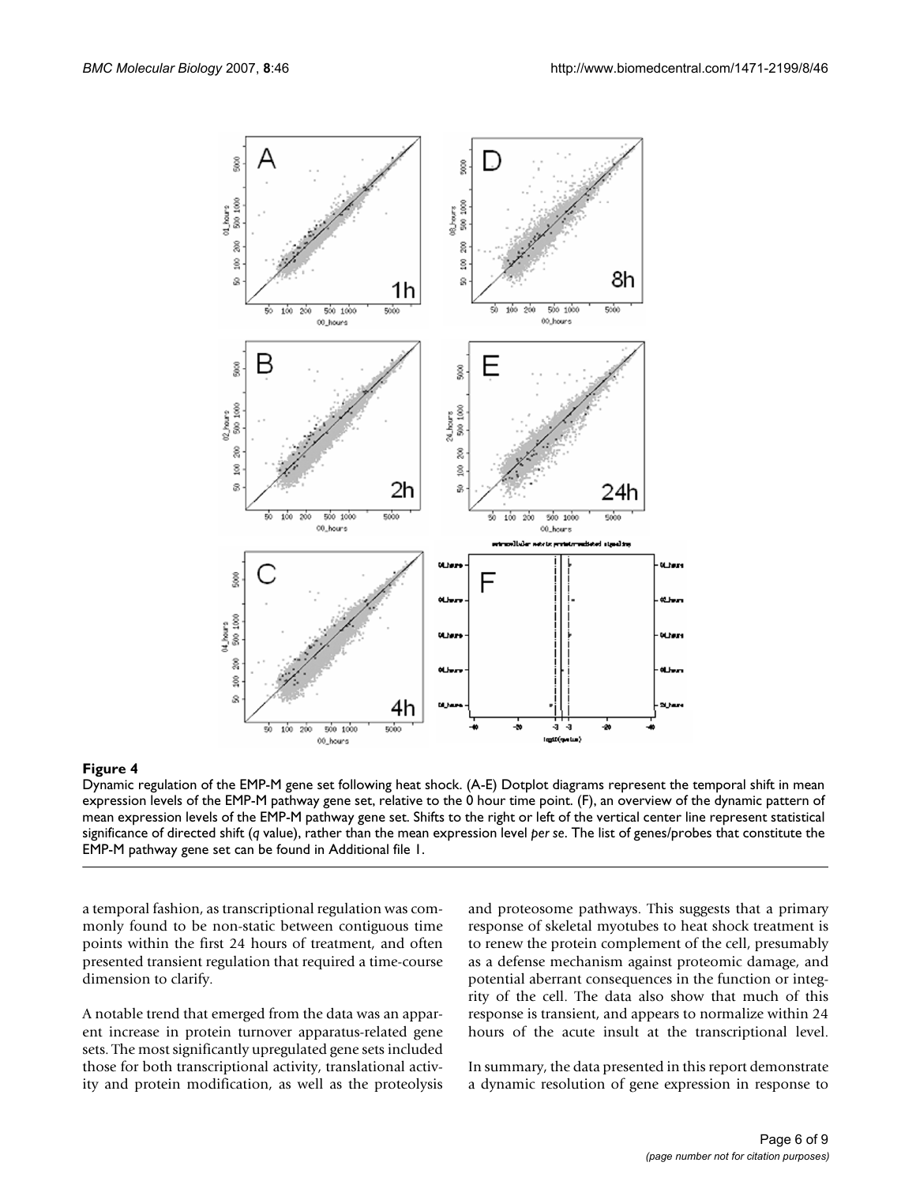**Figure 4**

Dynamic regulation of the EMP-M gene set following heat shock. (A-E) Dotplot diagrams represent the temporal shift in mean expression levels of the EMP-M pathway gene set, relative to the 0 hour time point. (F), an overview of the dynamic pattern of mean expression levels of the EMP-M pathway gene set. Shifts to the right or left of the vertical center line represent statistical significance of directed shift (*q* value), rather than the mean expression level *per se*. The list of genes/probes that constitute the EMP-M pathway gene set can be found in Additional file 1.

a temporal fashion, as transcriptional regulation was commonly found to be non-static between contiguous time points within the first 24 hours of treatment, and often presented transient regulation that required a time-course dimension to clarify.

A notable trend that emerged from the data was an apparent increase in protein turnover apparatus-related gene sets. The most significantly upregulated gene sets included those for both transcriptional activity, translational activity and protein modification, as well as the proteolysis and proteosome pathways. This suggests that a primary response of skeletal myotubes to heat shock treatment is to renew the protein complement of the cell, presumably as a defense mechanism against proteomic damage, and potential aberrant consequences in the function or integrity of the cell. The data also show that much of this response is transient, and appears to normalize within 24 hours of the acute insult at the transcriptional level.

In summary, the data presented in this report demonstrate a dynamic resolution of gene expression in response to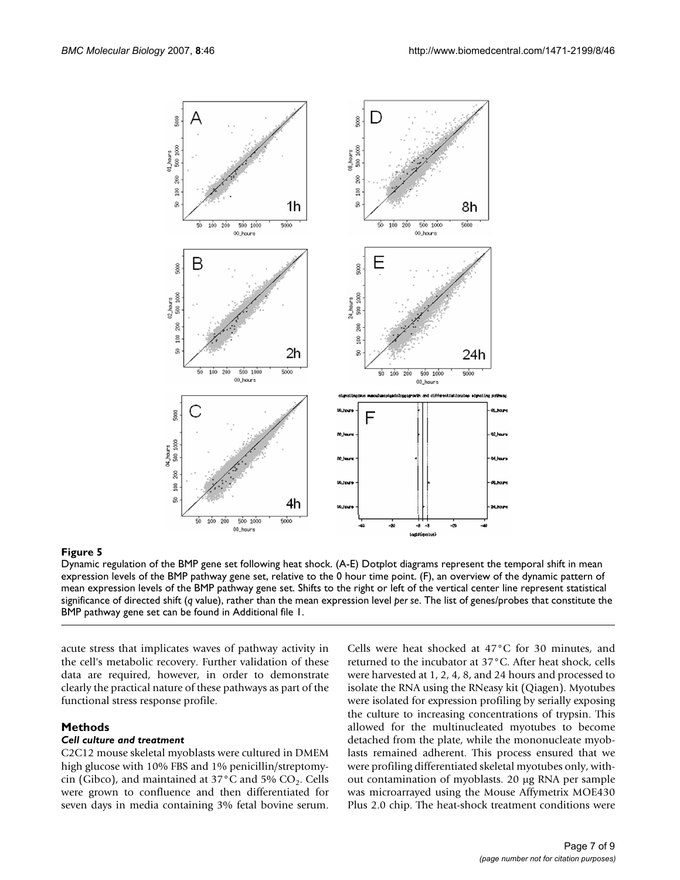**Figure 5**

Dynamic regulation of the BMP gene set following heat shock. (A-E) Dotplot diagrams represent the temporal shift in mean expression levels of the BMP pathway gene set, relative to the 0 hour time point. (F), an overview of the dynamic pattern of mean expression levels of the BMP pathway gene set. Shifts to the right or left of the vertical center line represent statistical significance of directed shift (*q* value), rather than the mean expression level *per se*. The list of genes/probes that constitute the BMP pathway gene set can be found in Additional file 1.

acute stress that implicates waves of pathway activity in the cell's metabolic recovery. Further validation of these data are required, however, in order to demonstrate clearly the practical nature of these pathways as part of the functional stress response profile.

## Methods

### *Cell culture and treatment*

C2C12 mouse skeletal myoblasts were cultured in DMEM high glucose with 10% FBS and 1% penicillin/streptomycin (Gibco), and maintained at 37°C and 5% $CO_2$. Cells were grown to confluence and then differentiated for seven days in media containing 3% fetal bovine serum. Cells were heat shocked at 47°C for 30 minutes, and returned to the incubator at 37°C. After heat shock, cells were harvested at 1, 2, 4, 8, and 24 hours and processed to isolate the RNA using the RNeasy kit (Qiagen). Myotubes were isolated for expression profiling by serially exposing the culture to increasing concentrations of trypsin. This allowed for the multinucleated myotubes to become detached from the plate, while the mononucleate myoblasts remained adherent. This process ensured that we were profiling differentiated skeletal myotubes only, without contamination of myoblasts. 20 μg RNA per sample was microarrayed using the Mouse Affymetrix MOE430 Plus 2.0 chip. The heat-shock treatment conditions were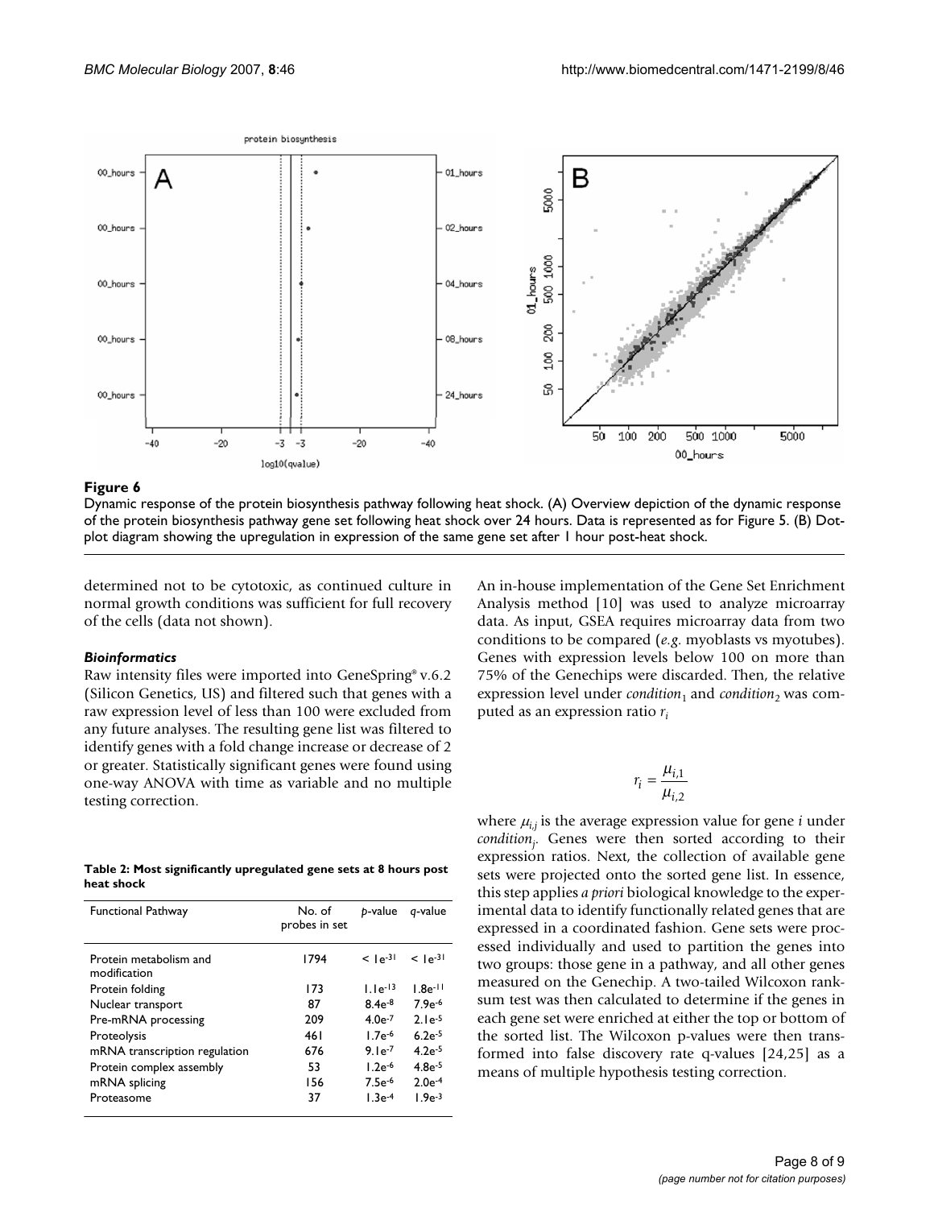**Figure 6**

Dynamic response of the protein biosynthesis pathway following heat shock. (A) Overview depiction of the dynamic response of the protein biosynthesis pathway gene set following heat shock over 24 hours. Data is represented as for Figure 5. (B) Dot-plot diagram showing the upregulation in expression of the same gene set after 1 hour post-heat shock.

determined not to be cytotoxic, as continued culture in normal growth conditions was sufficient for full recovery of the cells (data not shown).

### *Bioinformatics*

Raw intensity files were imported into GeneSpring® v.6.2 (Silicon Genetics, US) and filtered such that genes with a raw expression level of less than 100 were excluded from any future analyses. The resulting gene list was filtered to identify genes with a fold change increase or decrease of 2 or greater. Statistically significant genes were found using one-way ANOVA with time as variable and no multiple testing correction.

**Table 2: Most significantly upregulated gene sets at 8 hours post heat shock**

| Functional Pathway | No. of probes in set | *p*-value | *q*-value |
|---|---|---|---|
| Protein metabolism and modification | 1794 | $< 1e^{-31}$ | $< 1e^{-31}$ |
| Protein folding | 173 | $1.1e^{-13}$ | $1.8e^{-11}$ |
| Nuclear transport | 87 | $8.4e^{-8}$ | $7.9e^{-6}$ |
| Pre-mRNA processing | 209 | $4.0e^{-7}$ | $2.1e^{-5}$ |
| Proteolysis | 461 | $1.7e^{-6}$ | $6.2e^{-5}$ |
| mRNA transcription regulation | 676 | $9.1e^{-7}$ | $4.2e^{-5}$ |
| Protein complex assembly | 53 | $1.2e^{-6}$ | $4.8e^{-5}$ |
| mRNA splicing | 156 | $7.5e^{-6}$ | $2.0e^{-4}$ |
| Proteasome | 37 | $1.3e^{-4}$ | $1.9e^{-3}$ |

An in-house implementation of the Gene Set Enrichment Analysis method [10] was used to analyze microarray data. As input, GSEA requires microarray data from two conditions to be compared (*e.g*. myoblasts vs myotubes). Genes with expression levels below 100 on more than 75% of the Genechips were discarded. Then, the relative expression level under $condition_1$ and $condition_2$ was computed as an expression ratio $r_i$

$$r_i = \frac{\mu_{i,1}}{\mu_{i,2}}$$

where $\mu_{i,j}$ is the average expression value for gene *i* under $condition_j$. Genes were then sorted according to their expression ratios. Next, the collection of available gene sets were projected onto the sorted gene list. In essence, this step applies *a priori* biological knowledge to the experimental data to identify functionally related genes that are expressed in a coordinated fashion. Gene sets were processed individually and used to partition the genes into two groups: those gene in a pathway, and all other genes measured on the Genechip. A two-tailed Wilcoxon rank-sum test was then calculated to determine if the genes in each gene set were enriched at either the top or bottom of the sorted list. The Wilcoxon p-values were then transformed into false discovery rate q-values [24,25] as a means of multiple hypothesis testing correction.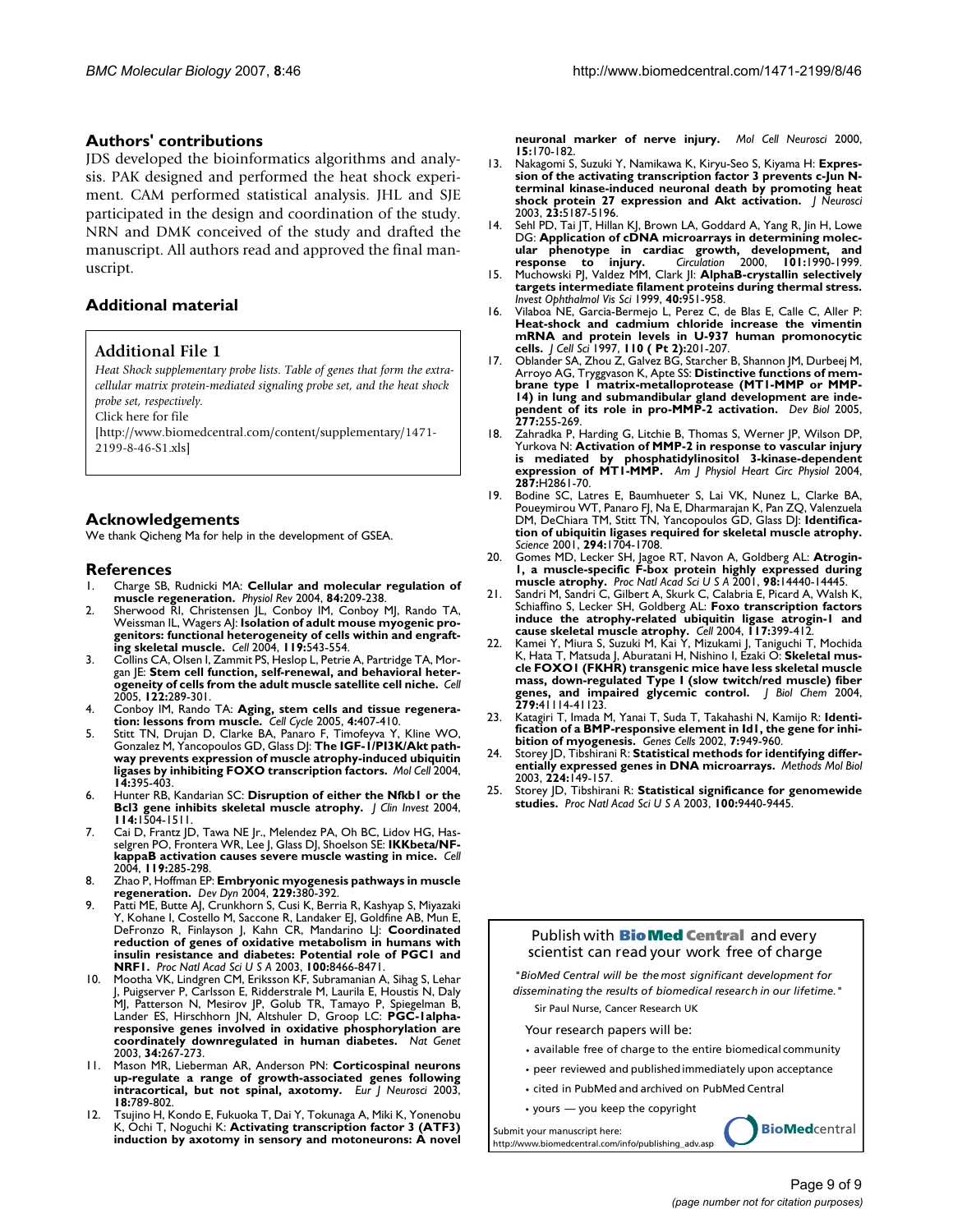## Authors' contributions

JDS developed the bioinformatics algorithms and analysis. PAK designed and performed the heat shock experiment. CAM performed statistical analysis. JHL and SJE participated in the design and coordination of the study. NRN and DMK conceived of the study and drafted the manuscript. All authors read and approved the final manuscript.

## Additional material

### Additional File 1

*Heat Shock supplementary probe lists. Table of genes that form the extracellular matrix protein-mediated signaling probe set, and the heat shock probe set, respectively.*

Click here for file

[http://www.biomedcentral.com/content/supplementary/1471-2199-8-46-S1.xls]

## Acknowledgements

We thank Qicheng Ma for help in the development of GSEA.

## References

1. Charge SB, Rudnicki MA: **Cellular and molecular regulation of muscle regeneration.** *Physiol Rev* 2004, **84:**209-238.
2. Sherwood RI, Christensen JL, Conboy IM, Conboy MJ, Rando TA, Weissman IL, Wagers AJ: **Isolation of adult mouse myogenic progenitors: functional heterogeneity of cells within and engrafting skeletal muscle.** *Cell* 2004, **119:**543-554.
3. Collins CA, Olsen I, Zammit PS, Heslop L, Petrie A, Partridge TA, Morgan JE: **Stem cell function, self-renewal, and behavioral heterogeneity of cells from the adult muscle satellite cell niche.** *Cell* 2005, **122:**289-301.
4. Conboy IM, Rando TA: **Aging, stem cells and tissue regeneration: lessons from muscle.** *Cell Cycle* 2005, **4:**407-410.
5. Stitt TN, Drujan D, Clarke BA, Panaro F, Timofeyva Y, Kline WO, Gonzalez M, Yancopoulos GD, Glass DJ: **The IGF-1/PI3K/Akt pathway prevents expression of muscle atrophy-induced ubiquitin ligases by inhibiting FOXO transcription factors.** *Mol Cell* 2004, **14:**395-403.
6. Hunter RB, Kandarian SC: **Disruption of either the Nfkb1 or the Bcl3 gene inhibits skeletal muscle atrophy.** *J Clin Invest* 2004, **114:**1504-1511.
7. Cai D, Frantz JD, Tawa NE Jr., Melendez PA, Oh BC, Lidov HG, Hasselgren PO, Frontera WR, Lee J, Glass DJ, Shoelson SE: **IKKbeta/NF-kappaB activation causes severe muscle wasting in mice.** *Cell* 2004, **119:**285-298.
8. Zhao P, Hoffman EP: **Embryonic myogenesis pathways in muscle regeneration.** *Dev Dyn* 2004, **229:**380-392.
9. Patti ME, Butte AJ, Crunkhorn S, Cusi K, Berria R, Kashyap S, Miyazaki Y, Kohane I, Costello M, Saccone R, Landaker EJ, Goldfine AB, Mun E, DeFronzo R, Finlayson J, Kahn CR, Mandarino LJ: **Coordinated reduction of genes of oxidative metabolism in humans with insulin resistance and diabetes: Potential role of PGC1 and NRF1.** *Proc Natl Acad Sci U S A* 2003, **100:**8466-8471.
10. Mootha VK, Lindgren CM, Eriksson KF, Subramanian A, Sihag S, Lehar J, Puigserver P, Carlsson E, Ridderstrale M, Laurila E, Houstis N, Daly MJ, Patterson N, Mesirov JP, Golub TR, Tamayo P, Spiegelman B, Lander ES, Hirschhorn JN, Altshuler D, Groop LC: **PGC-1alpha-responsive genes involved in oxidative phosphorylation are coordinately downregulated in human diabetes.** *Nat Genet* 2003, **34:**267-273.
11. Mason MR, Lieberman AR, Anderson PN: **Corticospinal neurons up-regulate a range of growth-associated genes following intracortical, but not spinal, axotomy.** *Eur J Neurosci* 2003, **18:**789-802.
12. Tsujino H, Kondo E, Fukuoka T, Dai Y, Tokunaga A, Miki K, Yonenobu K, Ochi T, Noguchi K: **Activating transcription factor 3 (ATF3) induction by axotomy in sensory and motoneurons: A novel neuronal marker of nerve injury.** *Mol Cell Neurosci* 2000, **15:**170-182.
13. Nakagomi S, Suzuki Y, Namikawa K, Kiryu-Seo S, Kiyama H: **Expression of the activating transcription factor 3 prevents c-Jun N-terminal kinase-induced neuronal death by promoting heat shock protein 27 expression and Akt activation.** *J Neurosci* 2003, **23:**5187-5196.
14. Sehl PD, Tai JT, Hillan KJ, Brown LA, Goddard A, Yang R, Jin H, Lowe DG: **Application of cDNA microarrays in determining molecular phenotype in cardiac growth, development, and response to injury.** *Circulation* 2000, **101:**1990-1999.
15. Muchowski PJ, Valdez MM, Clark JI: **AlphaB-crystallin selectively targets intermediate filament proteins during thermal stress.** *Invest Ophthalmol Vis Sci* 1999, **40:**951-958.
16. Vilaboa NE, Garcia-Bermejo L, Perez C, de Blas E, Calle C, Aller P: **Heat-shock and cadmium chloride increase the vimentin mRNA and protein levels in U-937 human promonocytic cells.** *J Cell Sci* 1997, **110 ( Pt 2):**201-207.
17. Oblander SA, Zhou Z, Galvez BG, Starcher B, Shannon JM, Durbeej M, Arroyo AG, Tryggvason K, Apte SS: **Distinctive functions of membrane type 1 matrix-metalloprotease (MT1-MMP or MMP-14) in lung and submandibular gland development are independent of its role in pro-MMP-2 activation.** *Dev Biol* 2005, **277:**255-269.
18. Zahradka P, Harding G, Litchie B, Thomas S, Werner JP, Wilson DP, Yurkova N: **Activation of MMP-2 in response to vascular injury is mediated by phosphatidylinositol 3-kinase-dependent expression of MT1-MMP.** *Am J Physiol Heart Circ Physiol* 2004, **287:**H2861-70.
19. Bodine SC, Latres E, Baumhueter S, Lai VK, Nunez L, Clarke BA, Poueymirou WT, Panaro FJ, Na E, Dharmarajan K, Pan ZQ, Valenzuela DM, DeChiara TM, Stitt TN, Yancopoulos GD, Glass DJ: **Identification of ubiquitin ligases required for skeletal muscle atrophy.** *Science* 2001, **294:**1704-1708.
20. Gomes MD, Lecker SH, Jagoe RT, Navon A, Goldberg AL: **Atrogin-1, a muscle-specific F-box protein highly expressed during muscle atrophy.** *Proc Natl Acad Sci U S A* 2001, **98:**14440-14445.
21. Sandri M, Sandri C, Gilbert A, Skurk C, Calabria E, Picard A, Walsh K, Schiaffino S, Lecker SH, Goldberg AL: **Foxo transcription factors induce the atrophy-related ubiquitin ligase atrogin-1 and cause skeletal muscle atrophy.** *Cell* 2004, **117:**399-412.
22. Kamei Y, Miura S, Suzuki M, Kai Y, Mizukami J, Taniguchi T, Mochida K, Hata T, Matsuda J, Aburatani H, Nishino I, Ezaki O: **Skeletal muscle FOXO1 (FKHR) transgenic mice have less skeletal muscle mass, down-regulated Type I (slow twitch/red muscle) fiber genes, and impaired glycemic control.** *J Biol Chem* 2004, **279:**41114-41123.
23. Katagiri T, Imada M, Yanai T, Suda T, Takahashi N, Kamijo R: **Identification of a BMP-responsive element in Id1, the gene for inhibition of myogenesis.** *Genes Cells* 2002, **7:**949-960.
24. Storey JD, Tibshirani R: **Statistical methods for identifying differentially expressed genes in DNA microarrays.** *Methods Mol Biol* 2003, **224:**149-157.
25. Storey JD, Tibshirani R: **Statistical significance for genomewide studies.** *Proc Natl Acad Sci U S A* 2003, **100:**9440-9445.

Publish with **BioMed Central** and every scientist can read your work free of charge

*"BioMed Central will be the most significant development for disseminating the results of biomedical research in our lifetime."*

Sir Paul Nurse, Cancer Research UK

Your research papers will be:

- available free of charge to the entire biomedical community
- peer reviewed and published immediately upon acceptance
- cited in PubMed and archived on PubMed Central
- yours — you keep the copyright

Submit your manuscript here:
http://www.biomedcentral.com/info/publishing_adv.asp

BioMedcentral